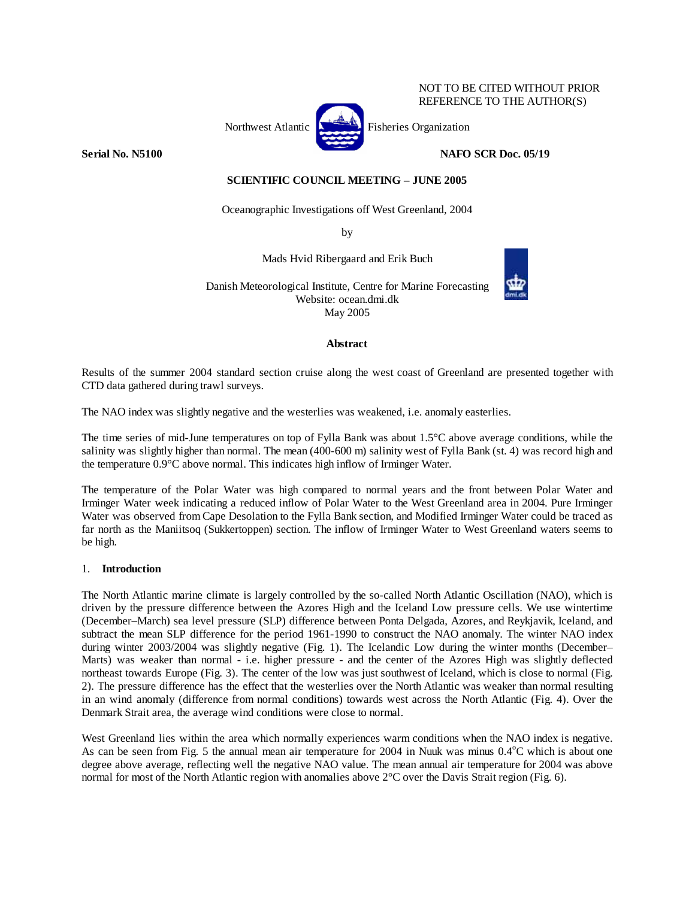NOT TO BE CITED WITHOUT PRIOR REFERENCE TO THE AUTHOR(S)

Northwest Atlantic Fisheries Organization

**Serial No. N5100** **NAFO SCR Doc. 05/19**

**SCIENTIFIC COUNCIL MEETING – JUNE 2005**

Oceanographic Investigations off West Greenland, 2004

by

Mads Hvid Ribergaard and Erik Buch

Danish Meteorological Institute, Centre for Marine Forecasting
Website: ocean.dmi.dk
May 2005

**Abstract**

Results of the summer 2004 standard section cruise along the west coast of Greenland are presented together with CTD data gathered during trawl surveys.

The NAO index was slightly negative and the westerlies was weakened, i.e. anomaly easterlies.

The time series of mid-June temperatures on top of Fylla Bank was about 1.5°C above average conditions, while the salinity was slightly higher than normal. The mean (400-600 m) salinity west of Fylla Bank (st. 4) was record high and the temperature 0.9°C above normal. This indicates high inflow of Irminger Water.

The temperature of the Polar Water was high compared to normal years and the front between Polar Water and Irminger Water week indicating a reduced inflow of Polar Water to the West Greenland area in 2004. Pure Irminger Water was observed from Cape Desolation to the Fylla Bank section, and Modified Irminger Water could be traced as far north as the Maniitsoq (Sukkertoppen) section. The inflow of Irminger Water to West Greenland waters seems to be high.

## 1. **Introduction**

The North Atlantic marine climate is largely controlled by the so-called North Atlantic Oscillation (NAO), which is driven by the pressure difference between the Azores High and the Iceland Low pressure cells. We use wintertime (December–March) sea level pressure (SLP) difference between Ponta Delgada, Azores, and Reykjavik, Iceland, and subtract the mean SLP difference for the period 1961-1990 to construct the NAO anomaly. The winter NAO index during winter 2003/2004 was slightly negative (Fig. 1). The Icelandic Low during the winter months (December–Marts) was weaker than normal - i.e. higher pressure - and the center of the Azores High was slightly deflected northeast towards Europe (Fig. 3). The center of the low was just southwest of Iceland, which is close to normal (Fig. 2). The pressure difference has the effect that the westerlies over the North Atlantic was weaker than normal resulting in an wind anomaly (difference from normal conditions) towards west across the North Atlantic (Fig. 4). Over the Denmark Strait area, the average wind conditions were close to normal.

West Greenland lies within the area which normally experiences warm conditions when the NAO index is negative. As can be seen from Fig. 5 the annual mean air temperature for 2004 in Nuuk was minus 0.4°C which is about one degree above average, reflecting well the negative NAO value. The mean annual air temperature for 2004 was above normal for most of the North Atlantic region with anomalies above 2°C over the Davis Strait region (Fig. 6).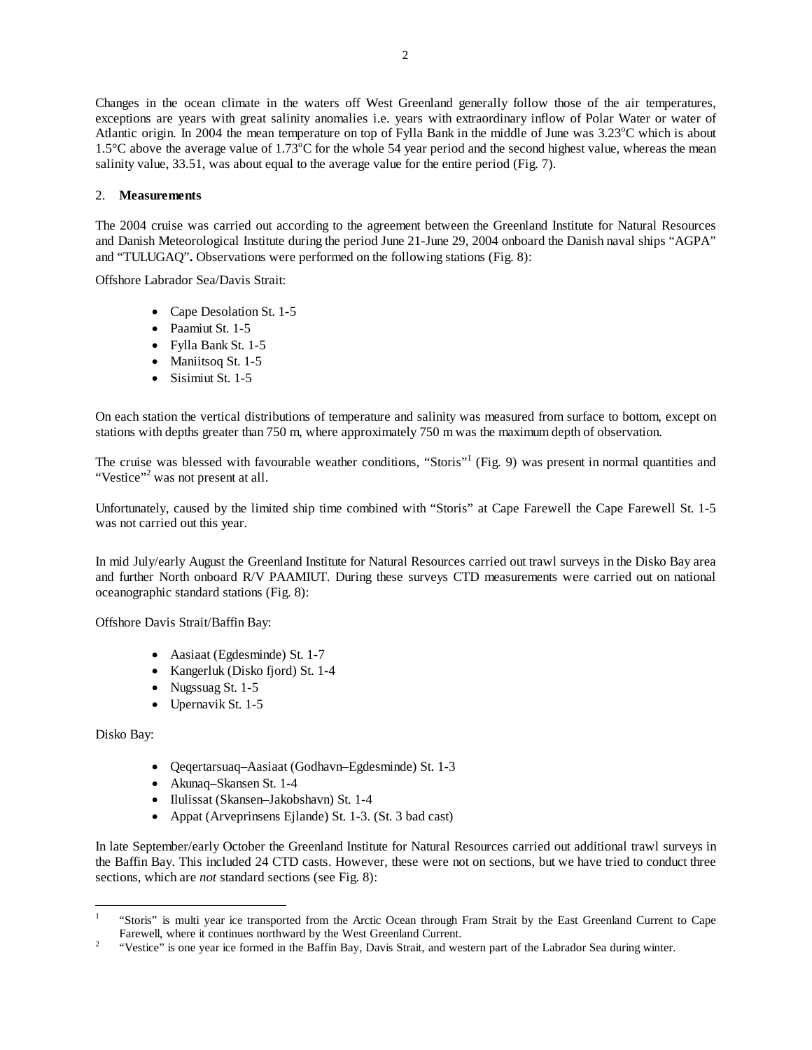Changes in the ocean climate in the waters off West Greenland generally follow those of the air temperatures, exceptions are years with great salinity anomalies i.e. years with extraordinary inflow of Polar Water or water of Atlantic origin. In 2004 the mean temperature on top of Fylla Bank in the middle of June was 3.23°C which is about 1.5°C above the average value of 1.73°C for the whole 54 year period and the second highest value, whereas the mean salinity value, 33.51, was about equal to the average value for the entire period (Fig. 7).

## 2. **Measurements**

The 2004 cruise was carried out according to the agreement between the Greenland Institute for Natural Resources and Danish Meteorological Institute during the period June 21-June 29, 2004 onboard the Danish naval ships "AGPA" and "TULUGAQ"**.** Observations were performed on the following stations (Fig. 8):

Offshore Labrador Sea/Davis Strait:

- Cape Desolation St. 1-5
- Paamiut St. 1-5
- Fylla Bank St. 1-5
- Maniitsoq St. 1-5
- Sisimiut St. 1-5

On each station the vertical distributions of temperature and salinity was measured from surface to bottom, except on stations with depths greater than 750 m, where approximately 750 m was the maximum depth of observation.

The cruise was blessed with favourable weather conditions, "Storis"[1] (Fig. 9) was present in normal quantities and "Vestice"[2] was not present at all.

Unfortunately, caused by the limited ship time combined with "Storis" at Cape Farewell the Cape Farewell St. 1-5 was not carried out this year.

In mid July/early August the Greenland Institute for Natural Resources carried out trawl surveys in the Disko Bay area and further North onboard R/V PAAMIUT. During these surveys CTD measurements were carried out on national oceanographic standard stations (Fig. 8):

Offshore Davis Strait/Baffin Bay:

- Aasiaat (Egdesminde) St. 1-7
- Kangerluk (Disko fjord) St. 1-4
- Nugssuag St. 1-5
- Upernavik St. 1-5

Disko Bay:

- Qeqertarsuaq–Aasiaat (Godhavn–Egdesminde) St. 1-3
- Akunaq–Skansen St. 1-4
- Ilulissat (Skansen–Jakobshavn) St. 1-4
- Appat (Arveprinsens Ejlande) St. 1-3. (St. 3 bad cast)

In late September/early October the Greenland Institute for Natural Resources carried out additional trawl surveys in the Baffin Bay. This included 24 CTD casts. However, these were not on sections, but we have tried to conduct three sections, which are *not* standard sections (see Fig. 8):

---

[1] "Storis" is multi year ice transported from the Arctic Ocean through Fram Strait by the East Greenland Current to Cape Farewell, where it continues northward by the West Greenland Current.

[2] "Vestice" is one year ice formed in the Baffin Bay, Davis Strait, and western part of the Labrador Sea during winter.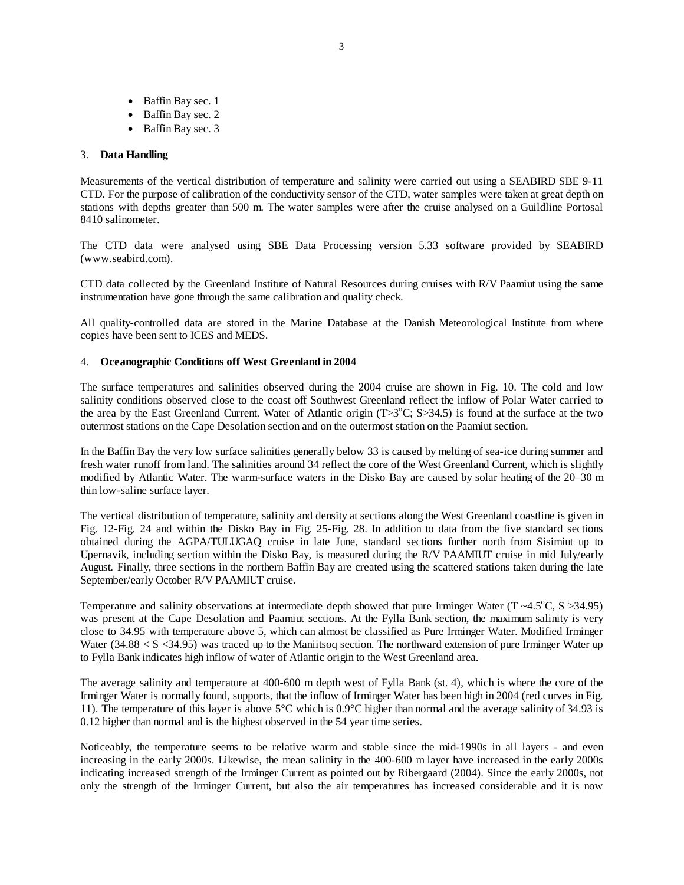- Baffin Bay sec. 1
- Baffin Bay sec. 2
- Baffin Bay sec. 3

## 3. **Data Handling**

Measurements of the vertical distribution of temperature and salinity were carried out using a SEABIRD SBE 9-11 CTD. For the purpose of calibration of the conductivity sensor of the CTD, water samples were taken at great depth on stations with depths greater than 500 m. The water samples were after the cruise analysed on a Guildline Portosal 8410 salinometer.

The CTD data were analysed using SBE Data Processing version 5.33 software provided by SEABIRD (www.seabird.com).

CTD data collected by the Greenland Institute of Natural Resources during cruises with R/V Paamiut using the same instrumentation have gone through the same calibration and quality check.

All quality-controlled data are stored in the Marine Database at the Danish Meteorological Institute from where copies have been sent to ICES and MEDS.

## 4. **Oceanographic Conditions off West Greenland in 2004**

The surface temperatures and salinities observed during the 2004 cruise are shown in Fig. 10. The cold and low salinity conditions observed close to the coast off Southwest Greenland reflect the inflow of Polar Water carried to the area by the East Greenland Current. Water of Atlantic origin ($T>3^{o}C$; $S>34.5$) is found at the surface at the two outermost stations on the Cape Desolation section and on the outermost station on the Paamiut section.

In the Baffin Bay the very low surface salinities generally below 33 is caused by melting of sea-ice during summer and fresh water runoff from land. The salinities around 34 reflect the core of the West Greenland Current, which is slightly modified by Atlantic Water. The warm-surface waters in the Disko Bay are caused by solar heating of the 20–30 m thin low-saline surface layer.

The vertical distribution of temperature, salinity and density at sections along the West Greenland coastline is given in Fig. 12-Fig. 24 and within the Disko Bay in Fig. 25-Fig. 28. In addition to data from the five standard sections obtained during the AGPA/TULUGAQ cruise in late June, standard sections further north from Sisimiut up to Upernavik, including section within the Disko Bay, is measured during the R/V PAAMIUT cruise in mid July/early August. Finally, three sections in the northern Baffin Bay are created using the scattered stations taken during the late September/early October R/V PAAMIUT cruise.

Temperature and salinity observations at intermediate depth showed that pure Irminger Water ($T \sim 4.5^{o}C$, $S > 34.95$) was present at the Cape Desolation and Paamiut sections. At the Fylla Bank section, the maximum salinity is very close to 34.95 with temperature above 5, which can almost be classified as Pure Irminger Water. Modified Irminger Water ($34.88 < S < 34.95$) was traced up to the Maniitsoq section. The northward extension of pure Irminger Water up to Fylla Bank indicates high inflow of water of Atlantic origin to the West Greenland area.

The average salinity and temperature at 400-600 m depth west of Fylla Bank (st. 4), which is where the core of the Irminger Water is normally found, supports, that the inflow of Irminger Water has been high in 2004 (red curves in Fig. 11). The temperature of this layer is above 5°C which is 0.9°C higher than normal and the average salinity of 34.93 is 0.12 higher than normal and is the highest observed in the 54 year time series.

Noticeably, the temperature seems to be relative warm and stable since the mid-1990s in all layers - and even increasing in the early 2000s. Likewise, the mean salinity in the 400-600 m layer have increased in the early 2000s indicating increased strength of the Irminger Current as pointed out by Ribergaard (2004). Since the early 2000s, not only the strength of the Irminger Current, but also the air temperatures has increased considerable and it is now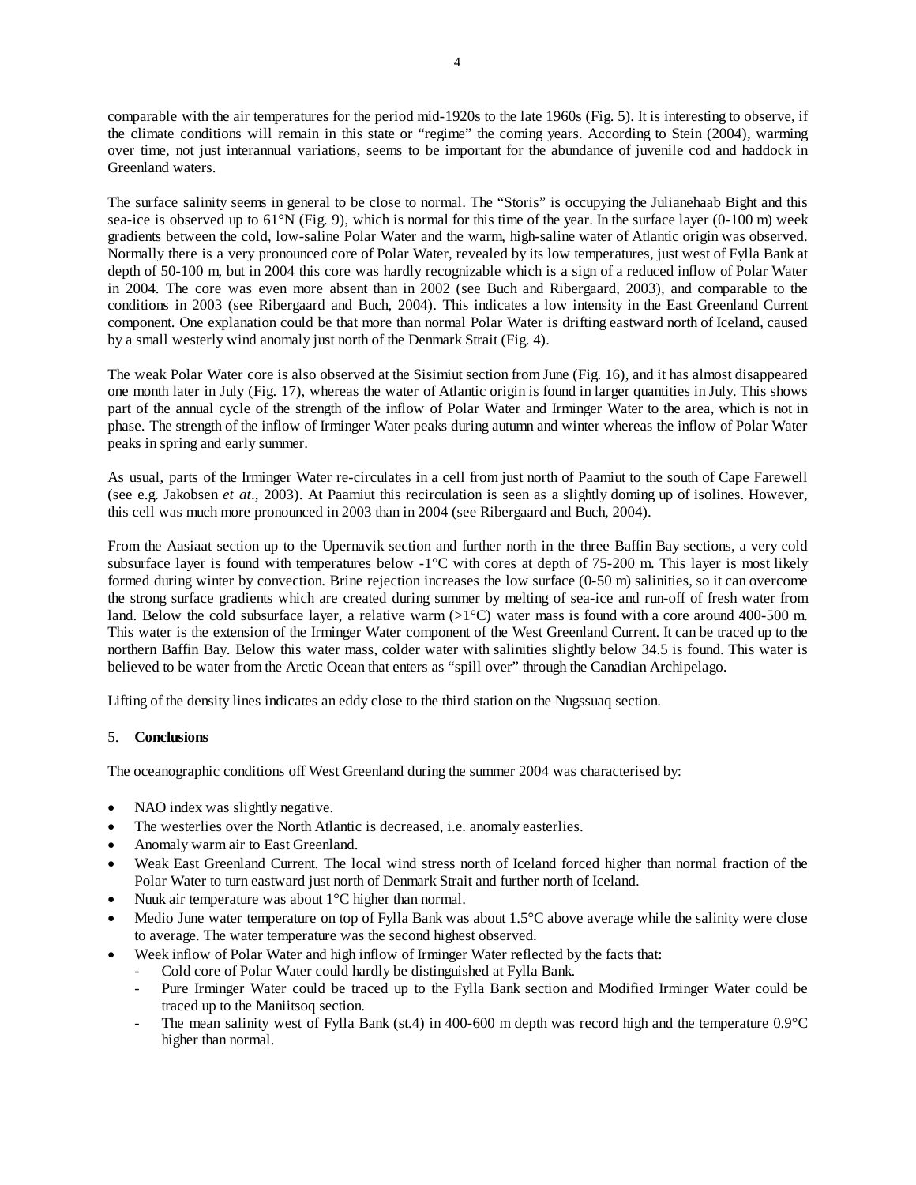comparable with the air temperatures for the period mid-1920s to the late 1960s (Fig. 5). It is interesting to observe, if the climate conditions will remain in this state or "regime" the coming years. According to Stein (2004), warming over time, not just interannual variations, seems to be important for the abundance of juvenile cod and haddock in Greenland waters.

The surface salinity seems in general to be close to normal. The "Storis" is occupying the Julianehaab Bight and this sea-ice is observed up to 61°N (Fig. 9), which is normal for this time of the year. In the surface layer (0-100 m) week gradients between the cold, low-saline Polar Water and the warm, high-saline water of Atlantic origin was observed. Normally there is a very pronounced core of Polar Water, revealed by its low temperatures, just west of Fylla Bank at depth of 50-100 m, but in 2004 this core was hardly recognizable which is a sign of a reduced inflow of Polar Water in 2004. The core was even more absent than in 2002 (see Buch and Ribergaard, 2003), and comparable to the conditions in 2003 (see Ribergaard and Buch, 2004). This indicates a low intensity in the East Greenland Current component. One explanation could be that more than normal Polar Water is drifting eastward north of Iceland, caused by a small westerly wind anomaly just north of the Denmark Strait (Fig. 4).

The weak Polar Water core is also observed at the Sisimiut section from June (Fig. 16), and it has almost disappeared one month later in July (Fig. 17), whereas the water of Atlantic origin is found in larger quantities in July. This shows part of the annual cycle of the strength of the inflow of Polar Water and Irminger Water to the area, which is not in phase. The strength of the inflow of Irminger Water peaks during autumn and winter whereas the inflow of Polar Water peaks in spring and early summer.

As usual, parts of the Irminger Water re-circulates in a cell from just north of Paamiut to the south of Cape Farewell (see e.g. Jakobsen *et at*., 2003). At Paamiut this recirculation is seen as a slightly doming up of isolines. However, this cell was much more pronounced in 2003 than in 2004 (see Ribergaard and Buch, 2004).

From the Aasiaat section up to the Upernavik section and further north in the three Baffin Bay sections, a very cold subsurface layer is found with temperatures below -1°C with cores at depth of 75-200 m. This layer is most likely formed during winter by convection. Brine rejection increases the low surface (0-50 m) salinities, so it can overcome the strong surface gradients which are created during summer by melting of sea-ice and run-off of fresh water from land. Below the cold subsurface layer, a relative warm (>1°C) water mass is found with a core around 400-500 m. This water is the extension of the Irminger Water component of the West Greenland Current. It can be traced up to the northern Baffin Bay. Below this water mass, colder water with salinities slightly below 34.5 is found. This water is believed to be water from the Arctic Ocean that enters as "spill over" through the Canadian Archipelago.

Lifting of the density lines indicates an eddy close to the third station on the Nugssuaq section.

## 5. **Conclusions**

The oceanographic conditions off West Greenland during the summer 2004 was characterised by:

- NAO index was slightly negative.
- The westerlies over the North Atlantic is decreased, i.e. anomaly easterlies.
- Anomaly warm air to East Greenland.
- Weak East Greenland Current. The local wind stress north of Iceland forced higher than normal fraction of the Polar Water to turn eastward just north of Denmark Strait and further north of Iceland.
- Nuuk air temperature was about 1°C higher than normal.
- Medio June water temperature on top of Fylla Bank was about 1.5°C above average while the salinity were close to average. The water temperature was the second highest observed.
- Week inflow of Polar Water and high inflow of Irminger Water reflected by the facts that:
  - Cold core of Polar Water could hardly be distinguished at Fylla Bank.
  - Pure Irminger Water could be traced up to the Fylla Bank section and Modified Irminger Water could be traced up to the Maniitsoq section.
  - The mean salinity west of Fylla Bank (st.4) in 400-600 m depth was record high and the temperature 0.9°C higher than normal.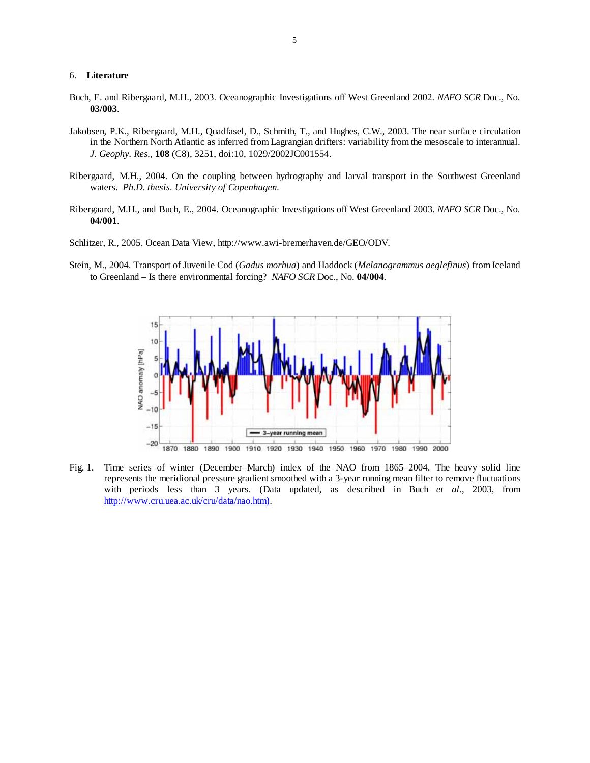## 6. Literature

Buch, E. and Ribergaard, M.H., 2003. Oceanographic Investigations off West Greenland 2002. *NAFO SCR* Doc., No. **03/003**.

Jakobsen, P.K., Ribergaard, M.H., Quadfasel, D., Schmith, T., and Hughes, C.W., 2003. The near surface circulation in the Northern North Atlantic as inferred from Lagrangian drifters: variability from the mesoscale to interannual. *J. Geophy. Res.*, **108** (C8), 3251, doi:10, 1029/2002JC001554.

Ribergaard, M.H., 2004. On the coupling between hydrography and larval transport in the Southwest Greenland waters. *Ph.D. thesis. University of Copenhagen.*

Ribergaard, M.H., and Buch, E., 2004. Oceanographic Investigations off West Greenland 2003. *NAFO SCR* Doc., No. **04/001**.

Schlitzer, R., 2005. Ocean Data View, http://www.awi-bremerhaven.de/GEO/ODV.

Stein, M., 2004. Transport of Juvenile Cod (*Gadus morhua*) and Haddock (*Melanogrammus aeglefinus*) from Iceland to Greenland – Is there environmental forcing? *NAFO SCR* Doc., No. **04/004**.

Fig. 1. Time series of winter (December–March) index of the NAO from 1865–2004. The heavy solid line represents the meridional pressure gradient smoothed with a 3-year running mean filter to remove fluctuations with periods less than 3 years. (Data updated, as described in Buch *et al*., 2003, from http://www.cru.uea.ac.uk/cru/data/nao.htm).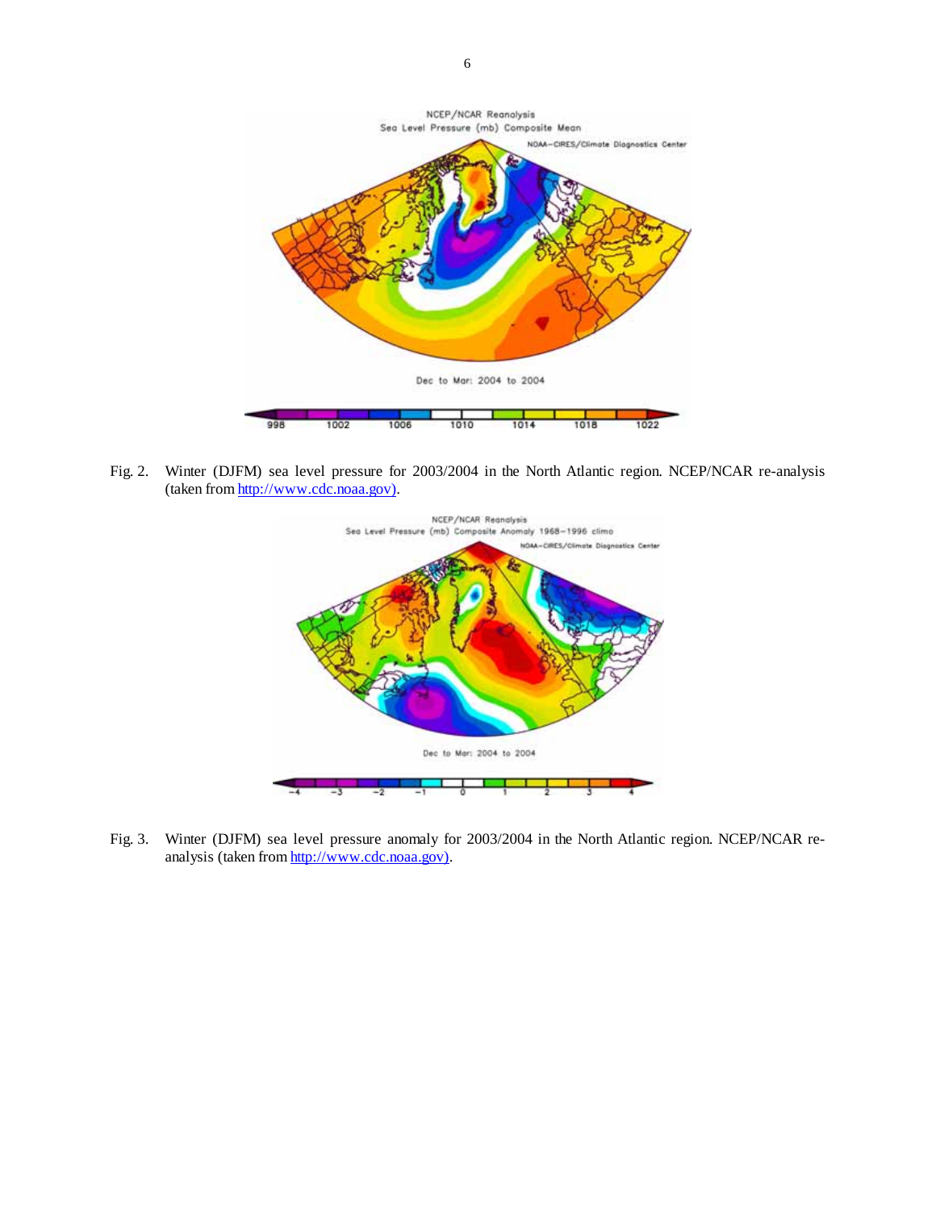Fig. 2. Winter (DJFM) sea level pressure for 2003/2004 in the North Atlantic region. NCEP/NCAR re-analysis (taken from http://www.cdc.noaa.gov).

Fig. 3. Winter (DJFM) sea level pressure anomaly for 2003/2004 in the North Atlantic region. NCEP/NCAR re-analysis (taken from http://www.cdc.noaa.gov).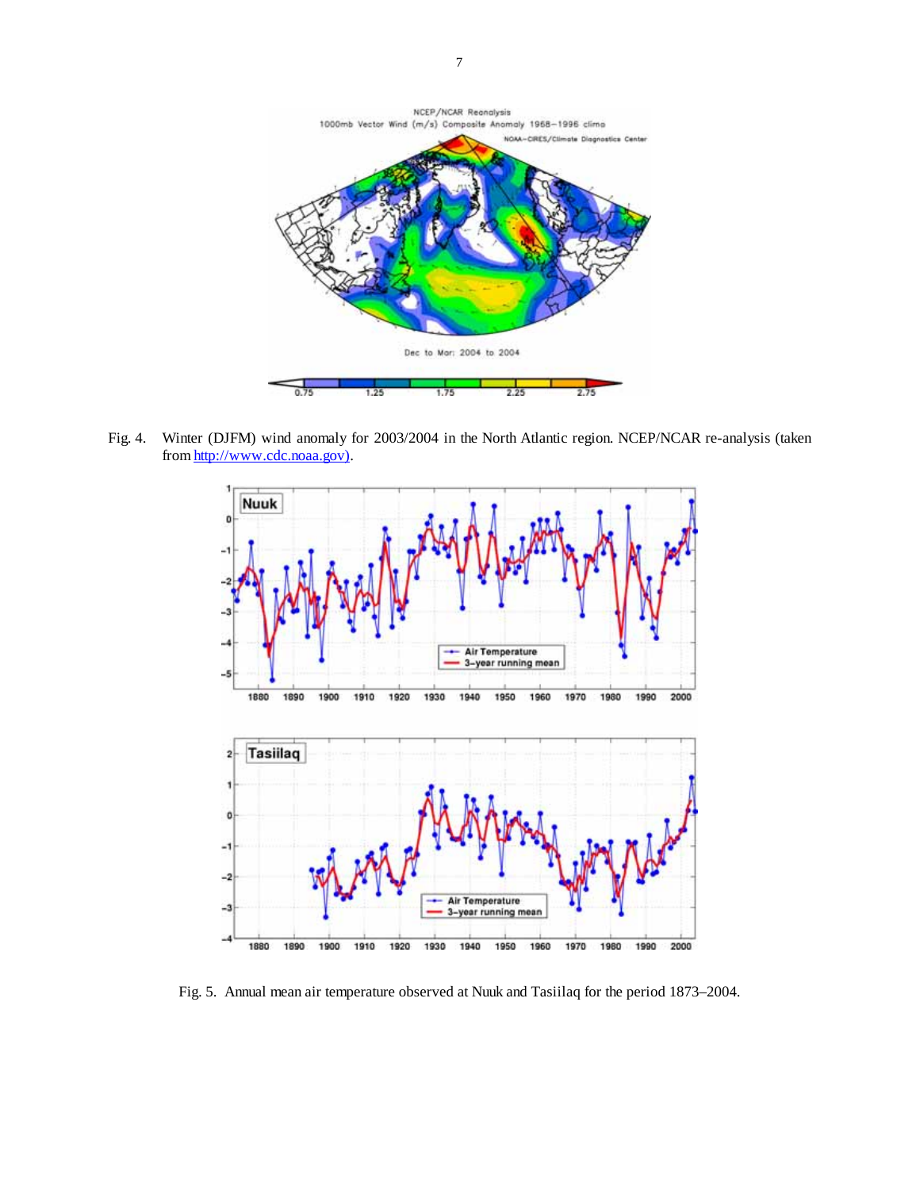Fig. 4. Winter (DJFM) wind anomaly for 2003/2004 in the North Atlantic region. NCEP/NCAR re-analysis (taken from http://www.cdc.noaa.gov).

Fig. 5. Annual mean air temperature observed at Nuuk and Tasiilaq for the period 1873–2004.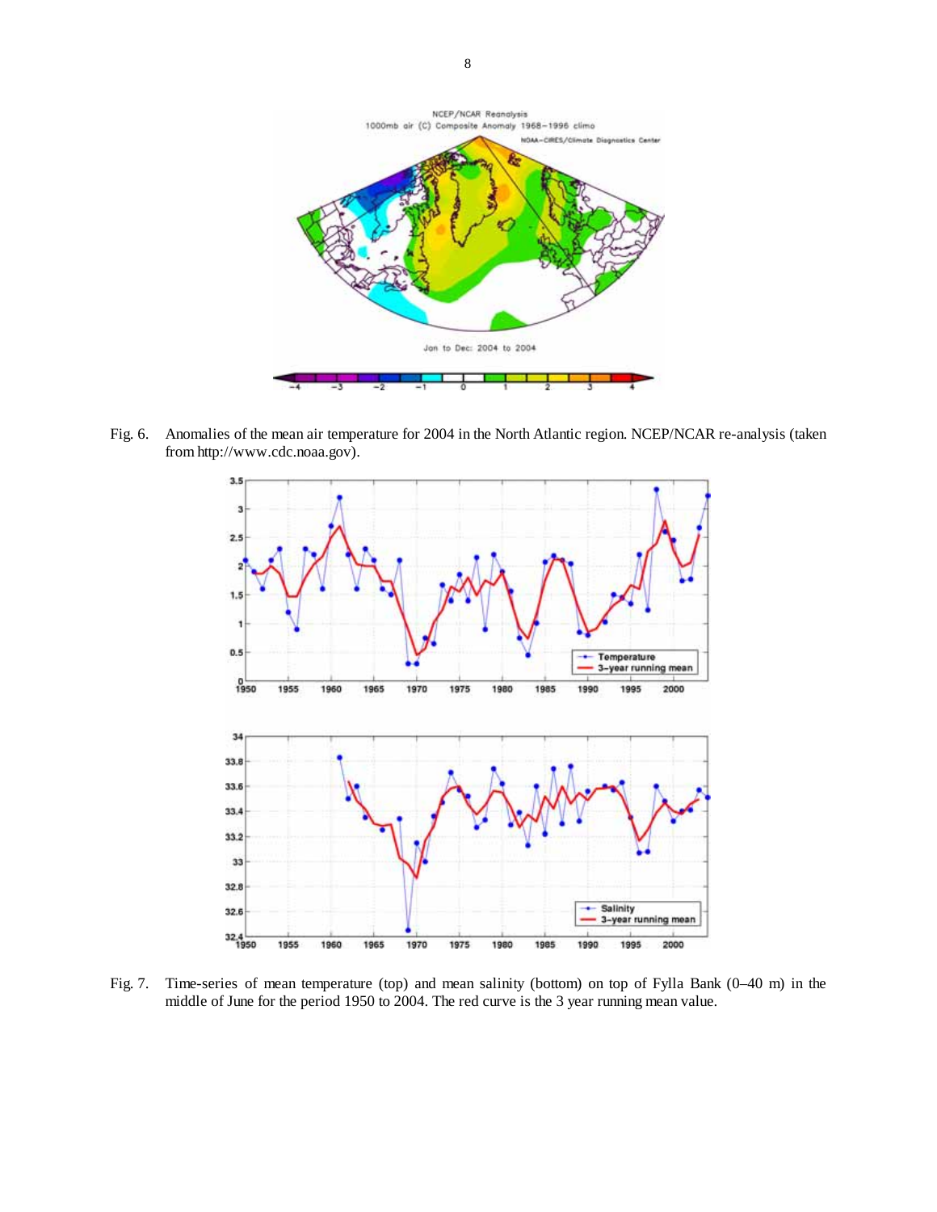Fig. 6. Anomalies of the mean air temperature for 2004 in the North Atlantic region. NCEP/NCAR re-analysis (taken from http://www.cdc.noaa.gov).

Fig. 7. Time-series of mean temperature (top) and mean salinity (bottom) on top of Fylla Bank (0–40 m) in the middle of June for the period 1950 to 2004. The red curve is the 3 year running mean value.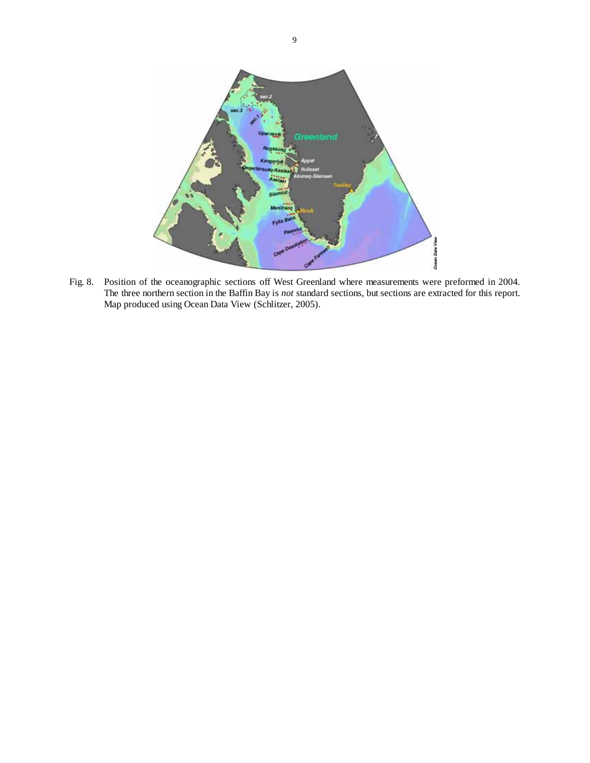Fig. 8. Position of the oceanographic sections off West Greenland where measurements were preformed in 2004. The three northern section in the Baffin Bay is *not* standard sections, but sections are extracted for this report. Map produced using Ocean Data View (Schlitzer, 2005).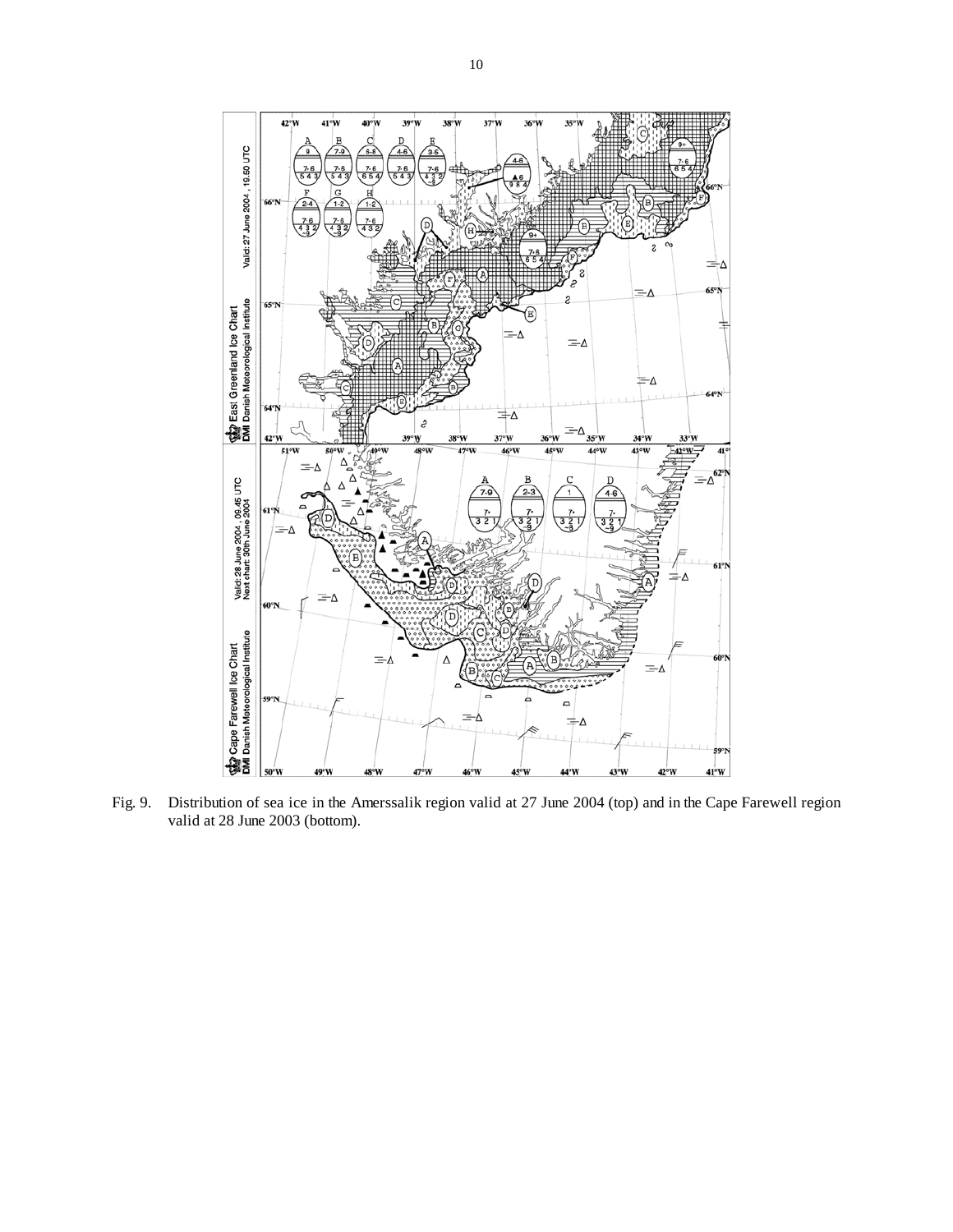Fig. 9. Distribution of sea ice in the Amerssalik region valid at 27 June 2004 (top) and in the Cape Farewell region valid at 28 June 2003 (bottom).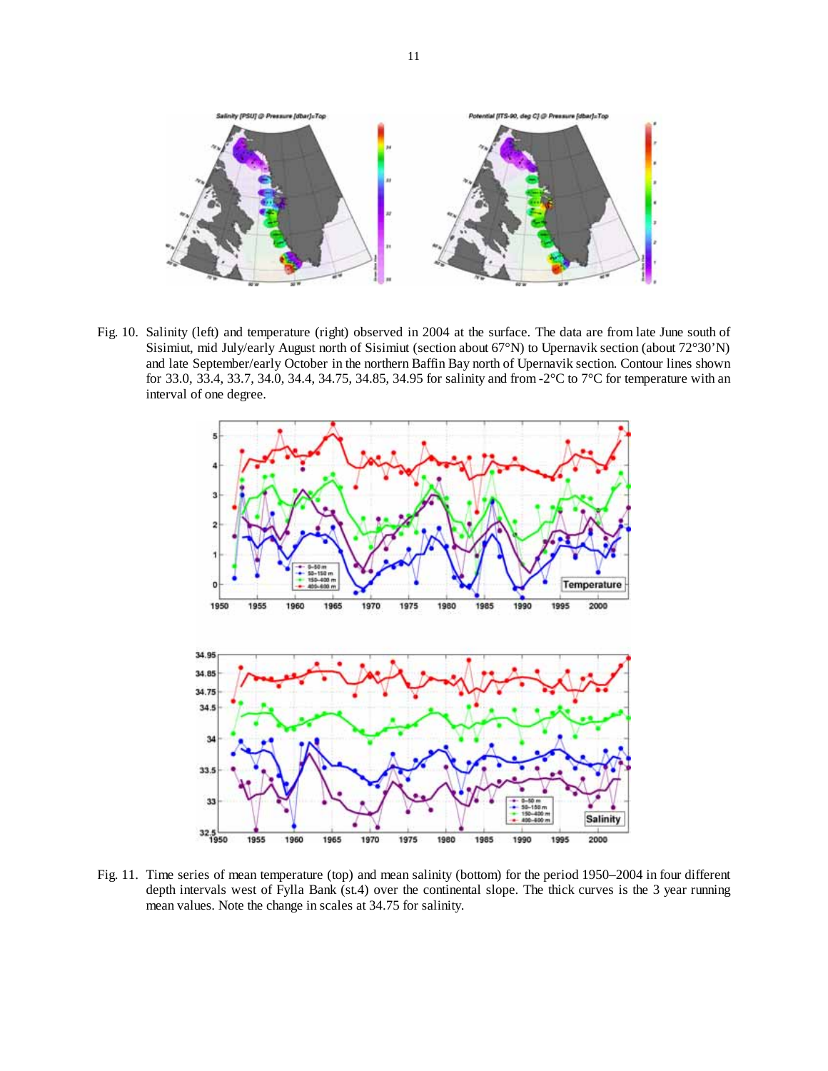Fig. 10. Salinity (left) and temperature (right) observed in 2004 at the surface. The data are from late June south of Sisimiut, mid July/early August north of Sisimiut (section about 67°N) to Upernavik section (about 72°30'N) and late September/early October in the northern Baffin Bay north of Upernavik section. Contour lines shown for 33.0, 33.4, 33.7, 34.0, 34.4, 34.75, 34.85, 34.95 for salinity and from -2°C to 7°C for temperature with an interval of one degree.

Fig. 11. Time series of mean temperature (top) and mean salinity (bottom) for the period 1950–2004 in four different depth intervals west of Fylla Bank (st.4) over the continental slope. The thick curves is the 3 year running mean values. Note the change in scales at 34.75 for salinity.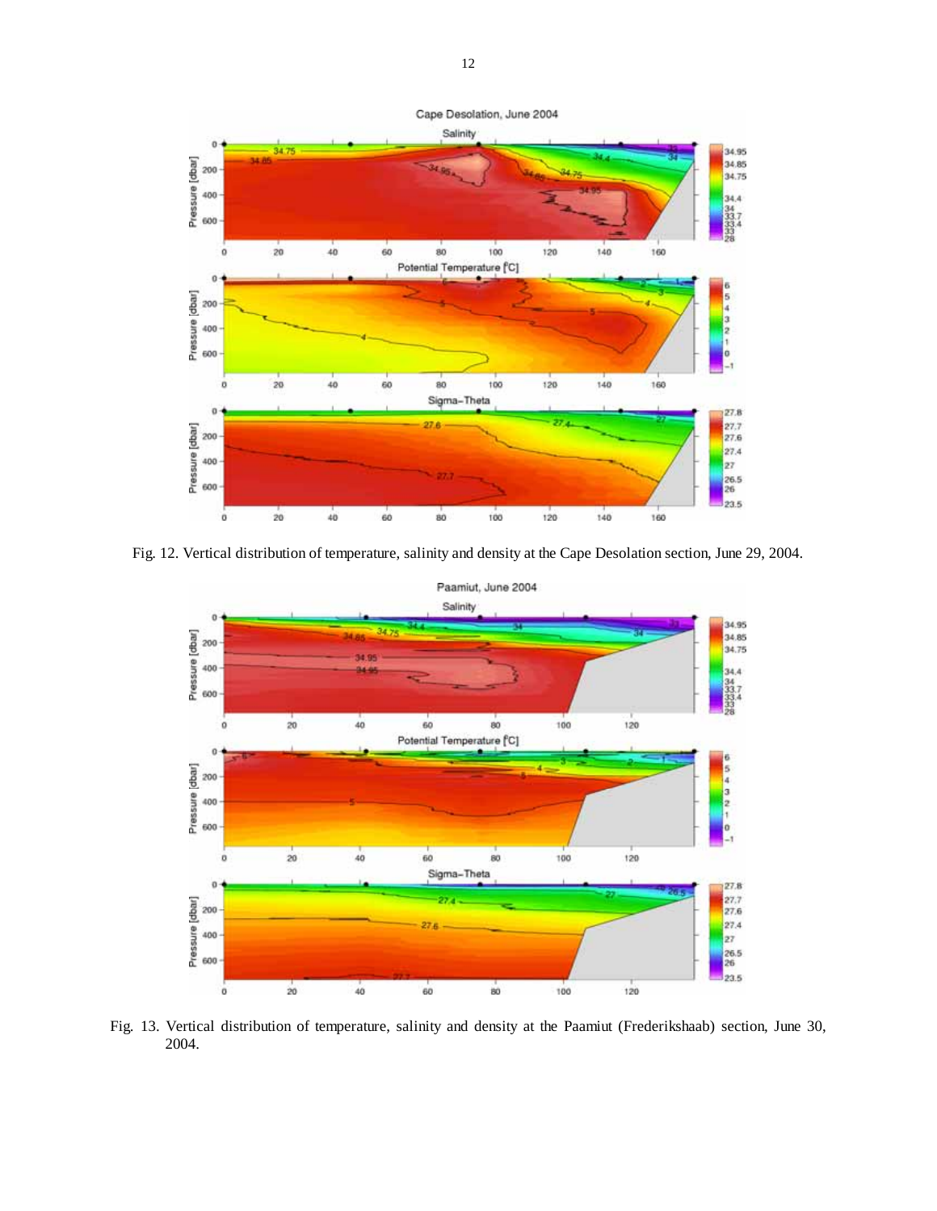Fig. 12. Vertical distribution of temperature, salinity and density at the Cape Desolation section, June 29, 2004.

Fig. 13. Vertical distribution of temperature, salinity and density at the Paamiut (Frederikshaab) section, June 30, 2004.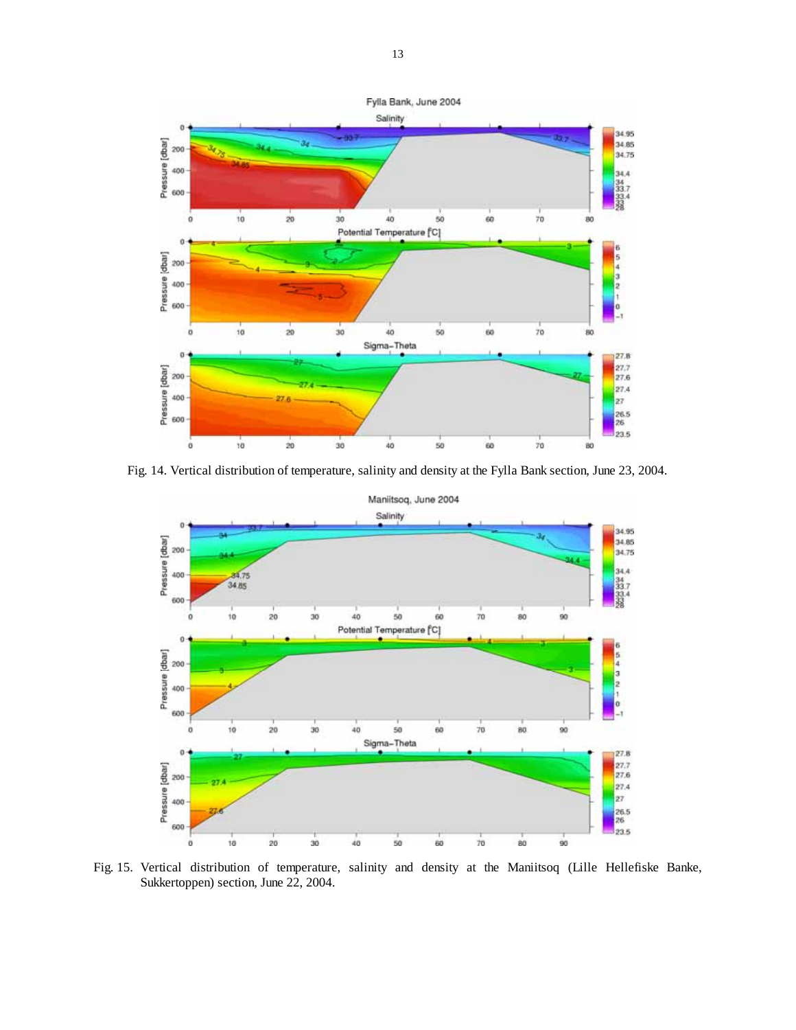Fig. 14. Vertical distribution of temperature, salinity and density at the Fylla Bank section, June 23, 2004.

Fig. 15. Vertical distribution of temperature, salinity and density at the Maniitsoq (Lille Hellefiske Banke, Sukkertoppen) section, June 22, 2004.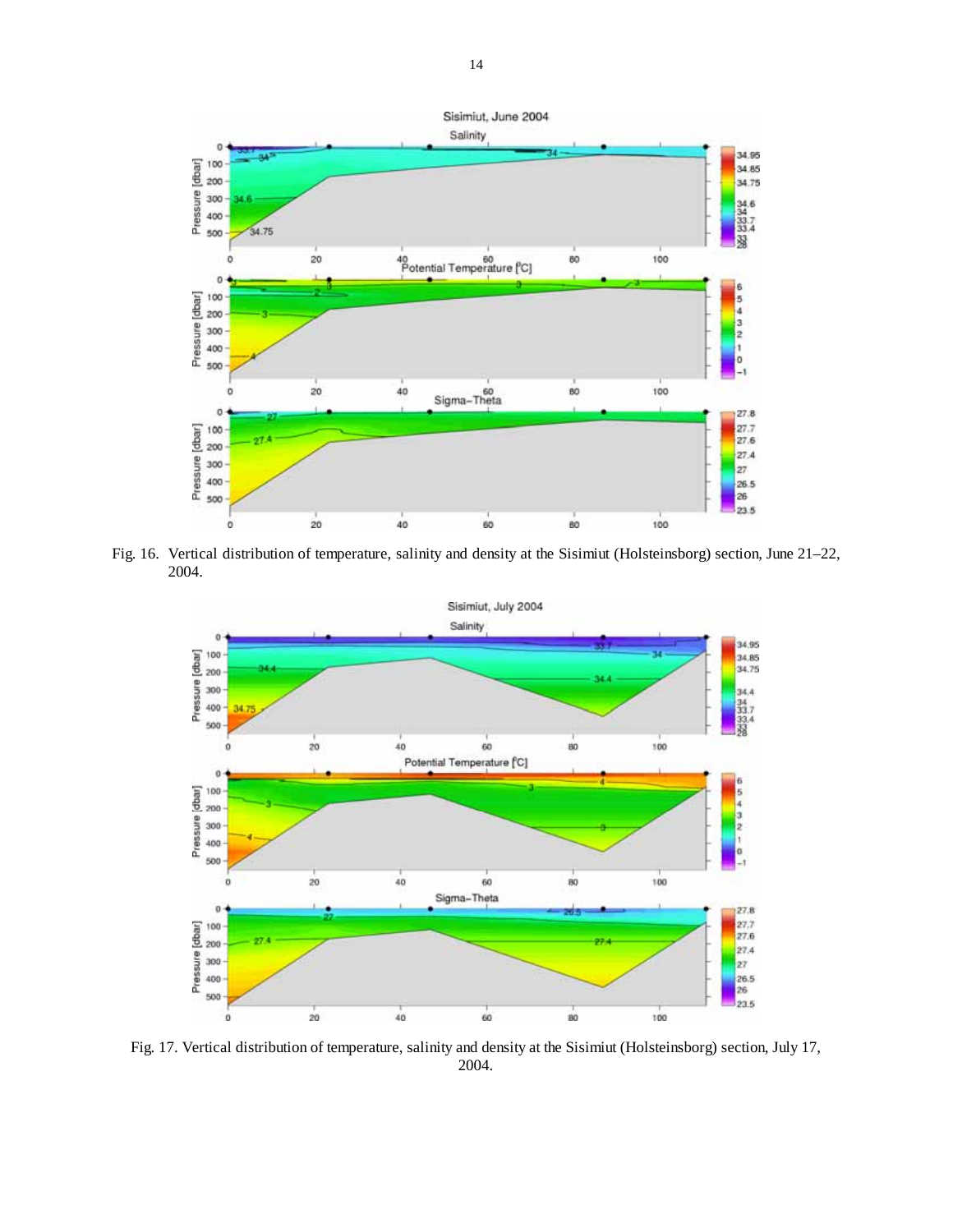Fig. 16. Vertical distribution of temperature, salinity and density at the Sisimiut (Holsteinsborg) section, June 21–22, 2004.

Fig. 17. Vertical distribution of temperature, salinity and density at the Sisimiut (Holsteinsborg) section, July 17, 2004.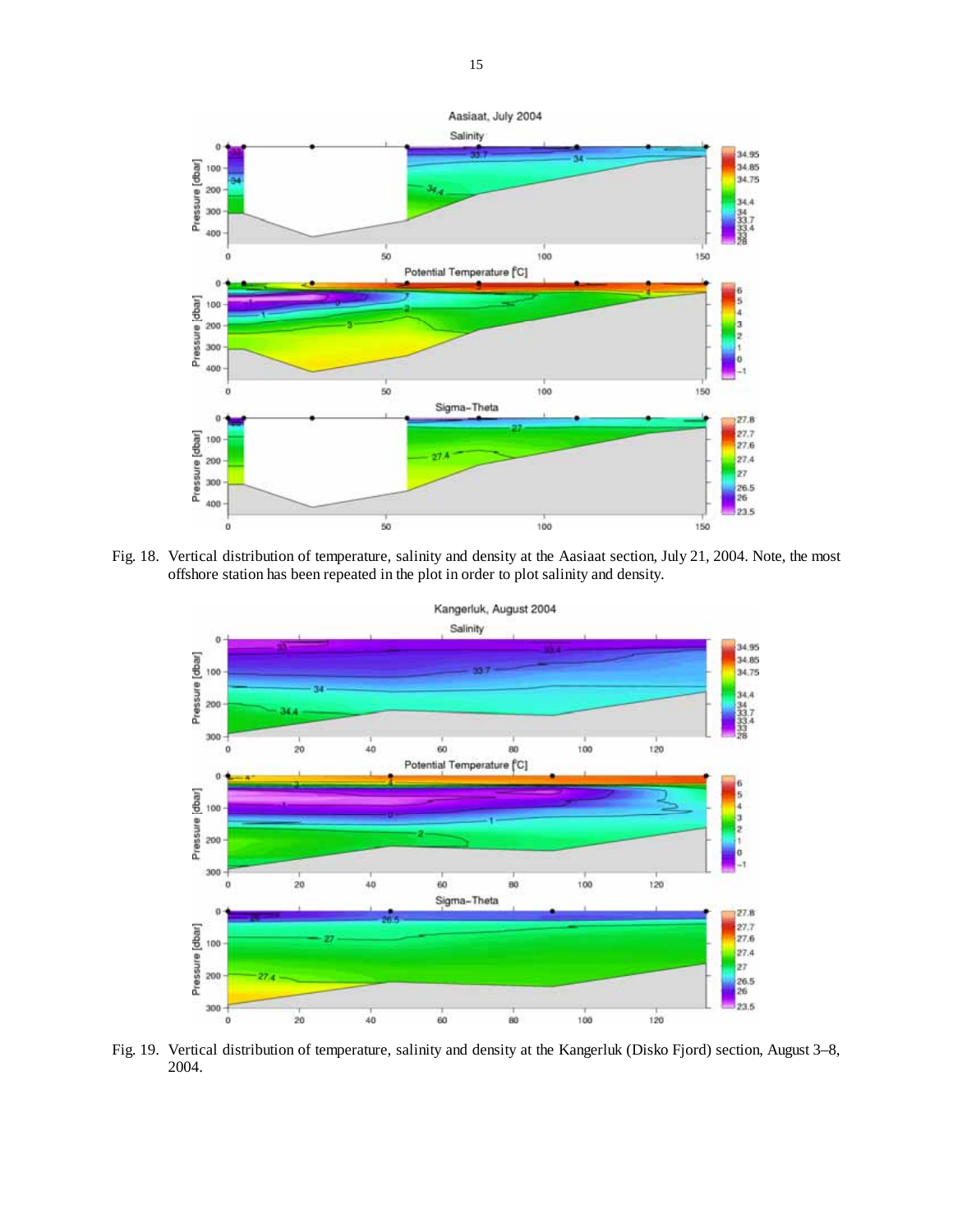Fig. 18. Vertical distribution of temperature, salinity and density at the Aasiaat section, July 21, 2004. Note, the most offshore station has been repeated in the plot in order to plot salinity and density.

Fig. 19. Vertical distribution of temperature, salinity and density at the Kangerluk (Disko Fjord) section, August 3–8, 2004.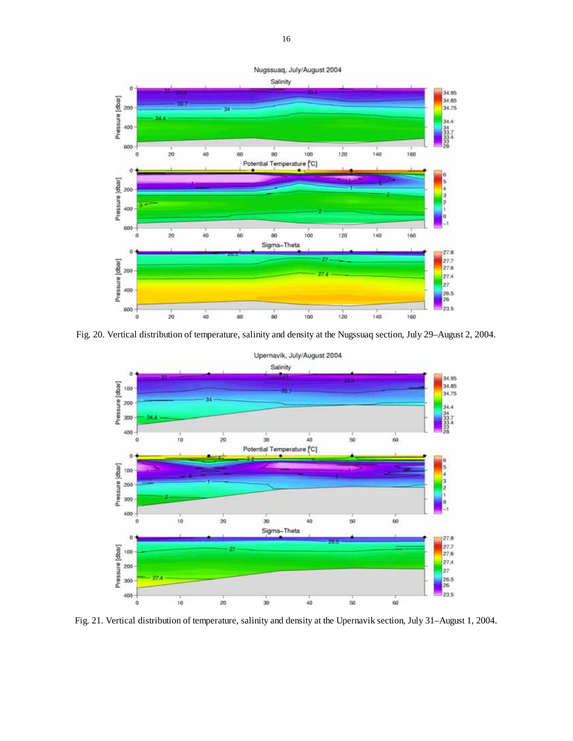Fig. 20. Vertical distribution of temperature, salinity and density at the Nugssuaq section, July 29–August 2, 2004.

Fig. 21. Vertical distribution of temperature, salinity and density at the Upernavik section, July 31–August 1, 2004.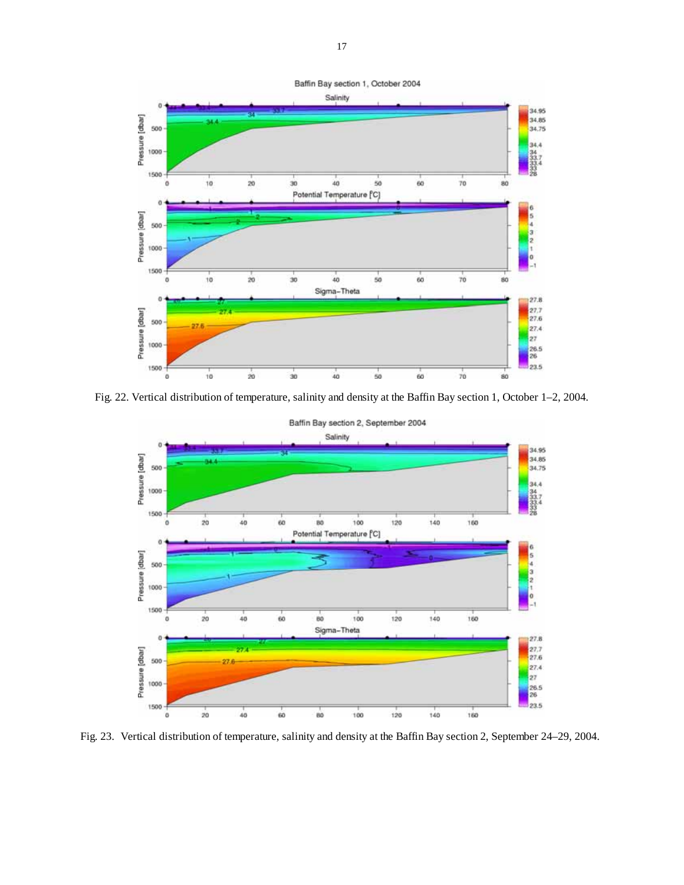Fig. 22. Vertical distribution of temperature, salinity and density at the Baffin Bay section 1, October 1–2, 2004.

Fig. 23. Vertical distribution of temperature, salinity and density at the Baffin Bay section 2, September 24–29, 2004.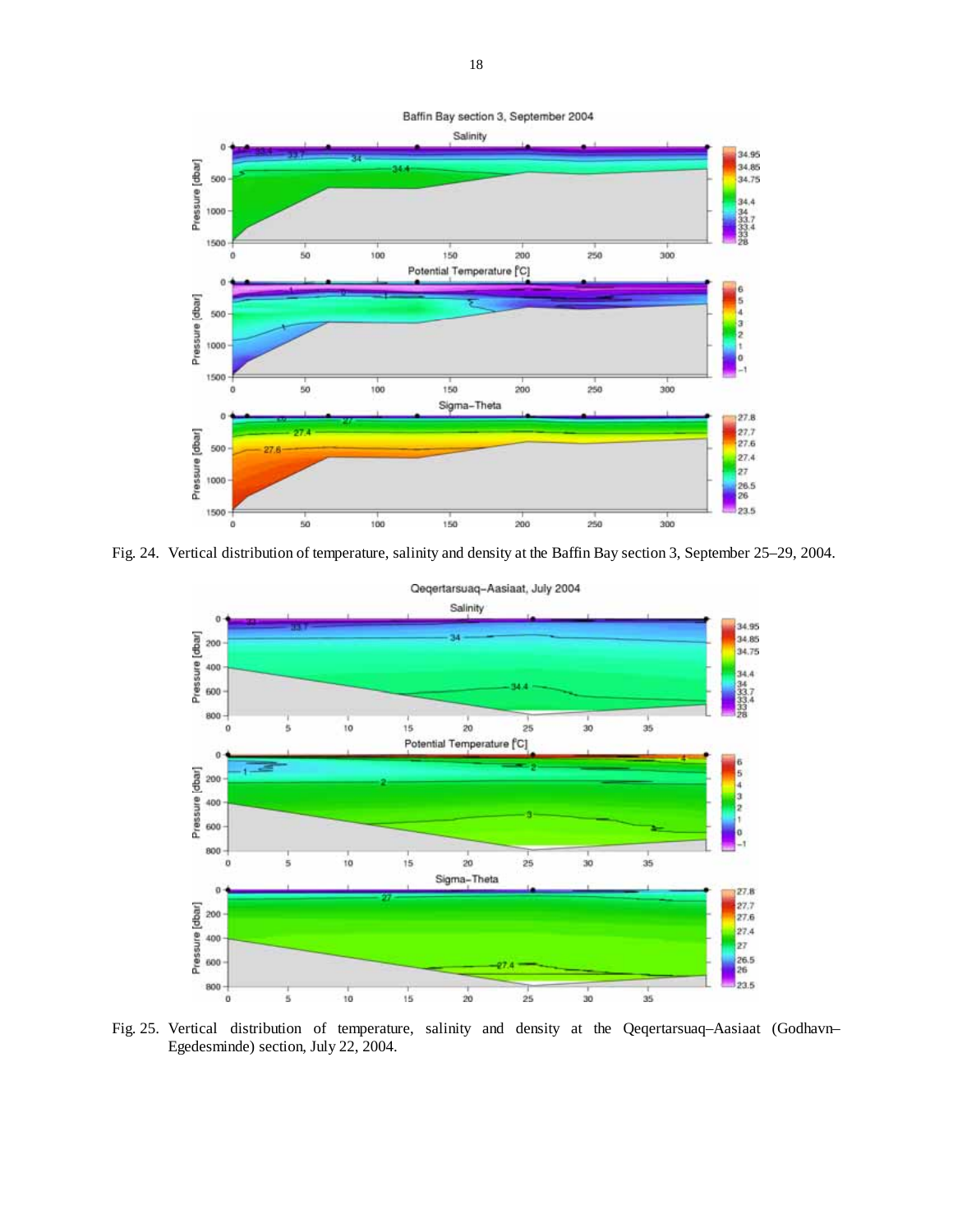Fig. 24. Vertical distribution of temperature, salinity and density at the Baffin Bay section 3, September 25–29, 2004.

Fig. 25. Vertical distribution of temperature, salinity and density at the Qeqertarsuaq–Aasiaat (Godhavn–Egedesminde) section, July 22, 2004.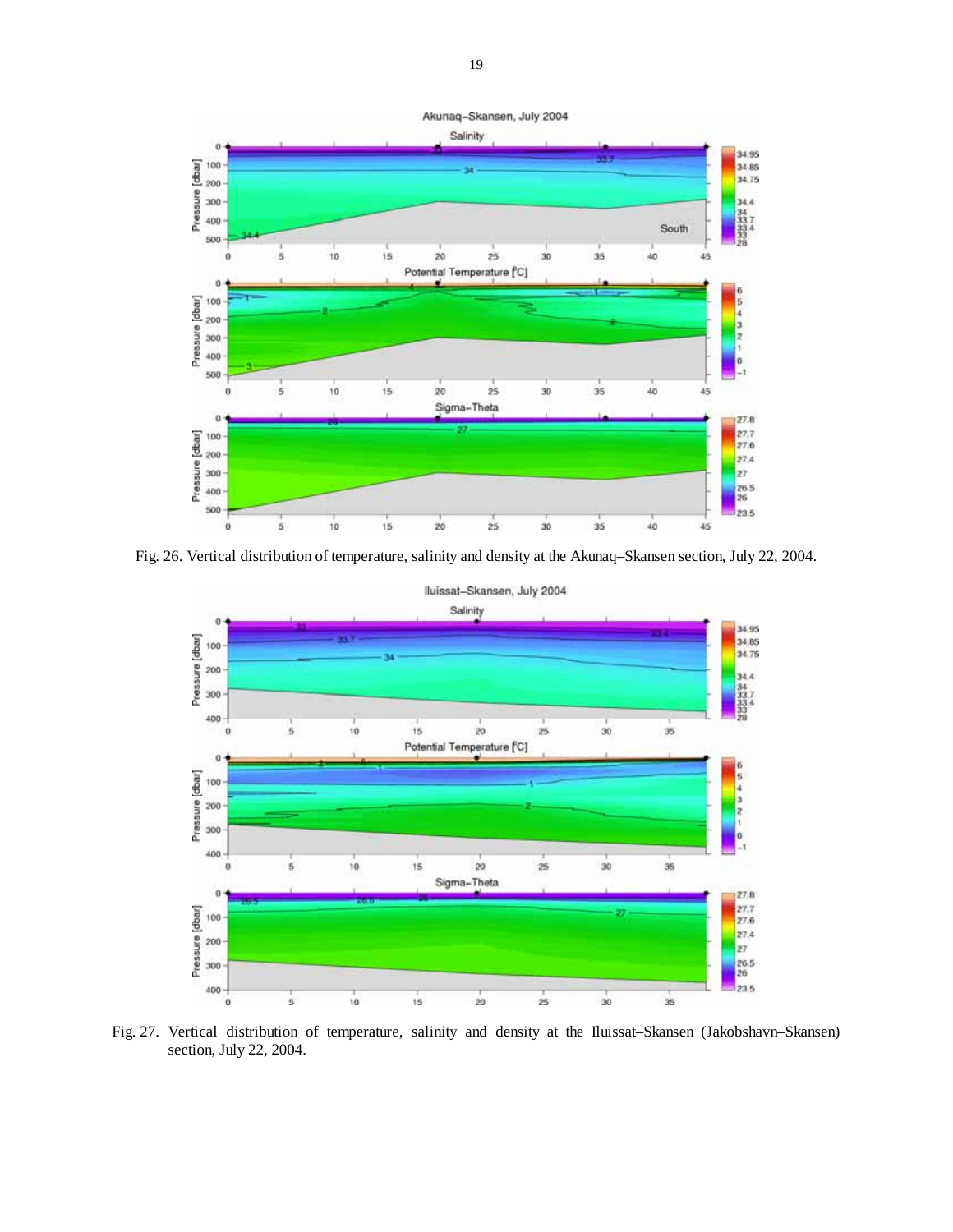Fig. 26. Vertical distribution of temperature, salinity and density at the Akunaq–Skansen section, July 22, 2004.

Fig. 27. Vertical distribution of temperature, salinity and density at the Iluissat–Skansen (Jakobshavn–Skansen) section, July 22, 2004.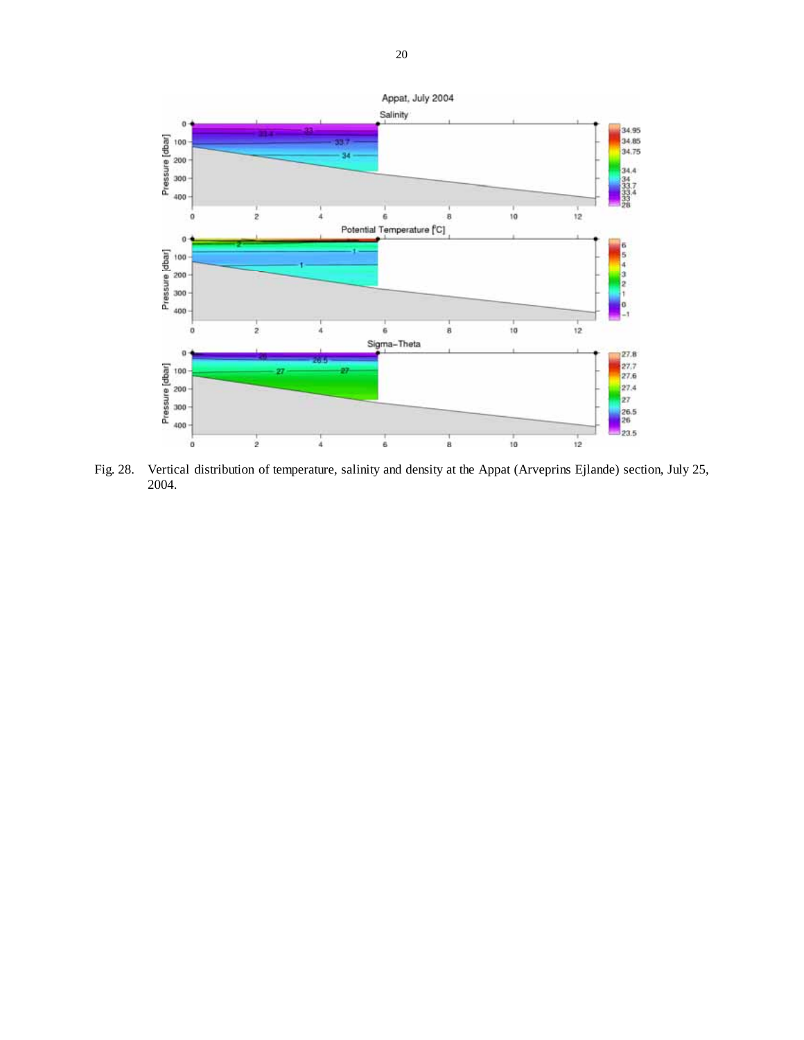Appat, July 2004

Salinity

Pressure [dbar]

0
100
200
300
400

0 2 4 6 8 10 12

33.4
33
33.7
34

34.95
34.85
34.75
34.4
34
33.7
33.4
33
28

Potential Temperature [°C]

Pressure [dbar]

0
100
200
300
400

0 2 4 6 8 10 12

2
1
1

6
5
4
3
2
1
0
−1

Sigma−Theta

Pressure [dbar]

0
100
200
300
400

0 2 4 6 8 10 12

26
26.5
27
27

27.8
27.7
27.6
27.4
27
26.5
26
23.5

Fig. 28. Vertical distribution of temperature, salinity and density at the Appat (Arveprins Ejlande) section, July 25, 2004.